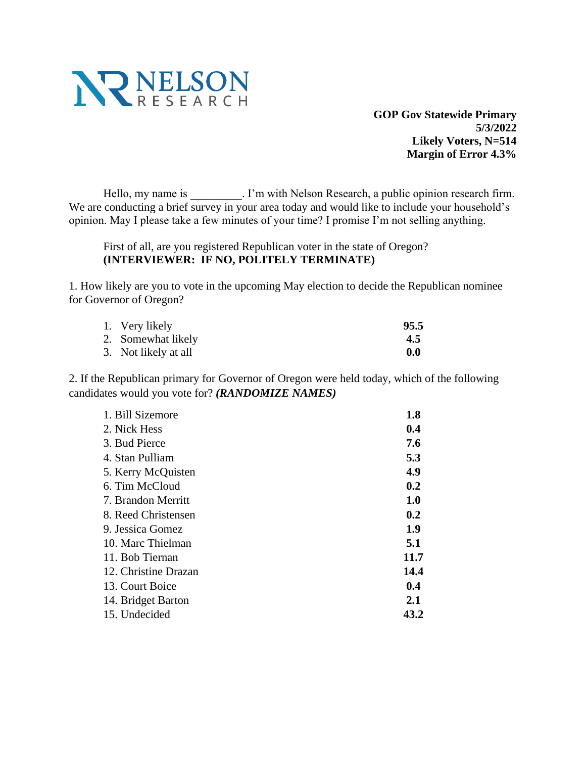NELSON RESEARCH

**GOP Gov Statewide Primary**
**5/3/2022**
**Likely Voters, N=514**
**Margin of Error 4.3%**

Hello, my name is _________. I'm with Nelson Research, a public opinion research firm. We are conducting a brief survey in your area today and would like to include your household's opinion. May I please take a few minutes of your time? I promise I'm not selling anything.

First of all, are you registered Republican voter in the state of Oregon?
**(INTERVIEWER: IF NO, POLITELY TERMINATE)**

1. How likely are you to vote in the upcoming May election to decide the Republican nominee for Governor of Oregon?

| | |
|---|---|
| 1. Very likely | **95.5** |
| 2. Somewhat likely | **4.5** |
| 3. Not likely at all | **0.0** |

2. If the Republican primary for Governor of Oregon were held today, which of the following candidates would you vote for? ***(RANDOMIZE NAMES)***

| | |
|---|---|
| 1. Bill Sizemore | **1.8** |
| 2. Nick Hess | **0.4** |
| 3. Bud Pierce | **7.6** |
| 4. Stan Pulliam | **5.3** |
| 5. Kerry McQuisten | **4.9** |
| 6. Tim McCloud | **0.2** |
| 7. Brandon Merritt | **1.0** |
| 8. Reed Christensen | **0.2** |
| 9. Jessica Gomez | **1.9** |
| 10. Marc Thielman | **5.1** |
| 11. Bob Tiernan | **11.7** |
| 12. Christine Drazan | **14.4** |
| 13. Court Boice | **0.4** |
| 14. Bridget Barton | **2.1** |
| 15. Undecided | **43.2** |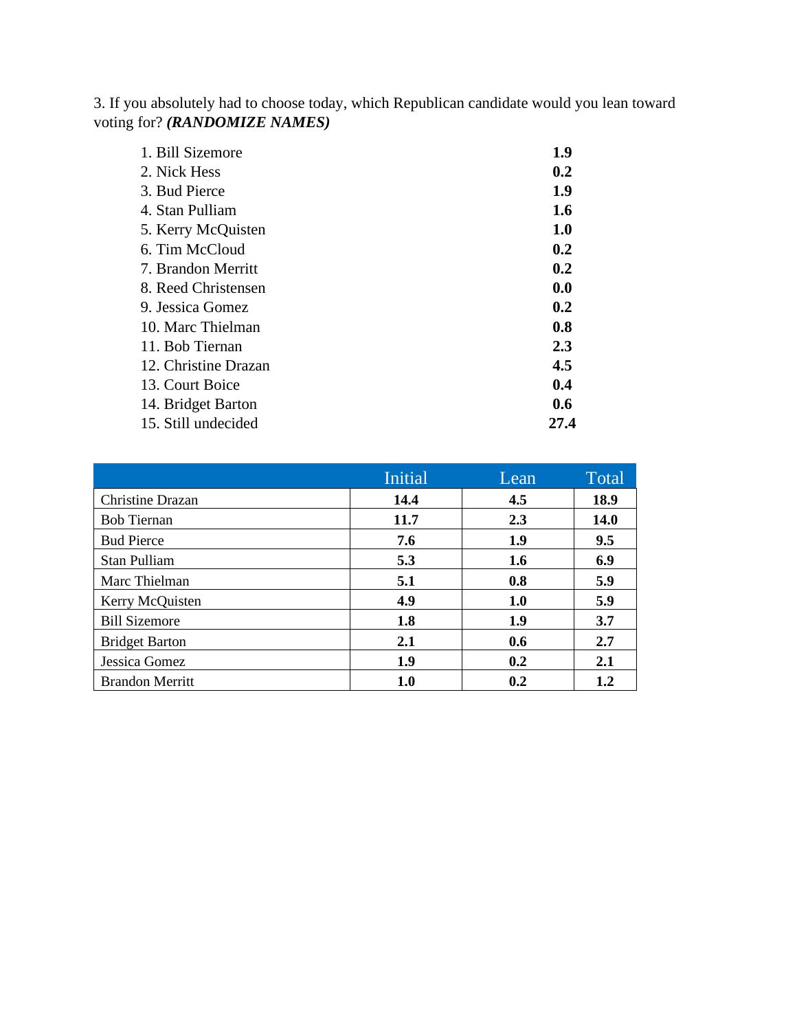3. If you absolutely had to choose today, which Republican candidate would you lean toward voting for? ***(RANDOMIZE NAMES)***

| | |
|---|---|
| 1. Bill Sizemore | **1.9** |
| 2. Nick Hess | **0.2** |
| 3. Bud Pierce | **1.9** |
| 4. Stan Pulliam | **1.6** |
| 5. Kerry McQuisten | **1.0** |
| 6. Tim McCloud | **0.2** |
| 7. Brandon Merritt | **0.2** |
| 8. Reed Christensen | **0.0** |
| 9. Jessica Gomez | **0.2** |
| 10. Marc Thielman | **0.8** |
| 11. Bob Tiernan | **2.3** |
| 12. Christine Drazan | **4.5** |
| 13. Court Boice | **0.4** |
| 14. Bridget Barton | **0.6** |
| 15. Still undecided | **27.4** |

| | Initial | Lean | Total |
|---|---|---|---|
| Christine Drazan | **14.4** | **4.5** | **18.9** |
| Bob Tiernan | **11.7** | **2.3** | **14.0** |
| Bud Pierce | **7.6** | **1.9** | **9.5** |
| Stan Pulliam | **5.3** | **1.6** | **6.9** |
| Marc Thielman | **5.1** | **0.8** | **5.9** |
| Kerry McQuisten | **4.9** | **1.0** | **5.9** |
| Bill Sizemore | **1.8** | **1.9** | **3.7** |
| Bridget Barton | **2.1** | **0.6** | **2.7** |
| Jessica Gomez | **1.9** | **0.2** | **2.1** |
| Brandon Merritt | **1.0** | **0.2** | **1.2** |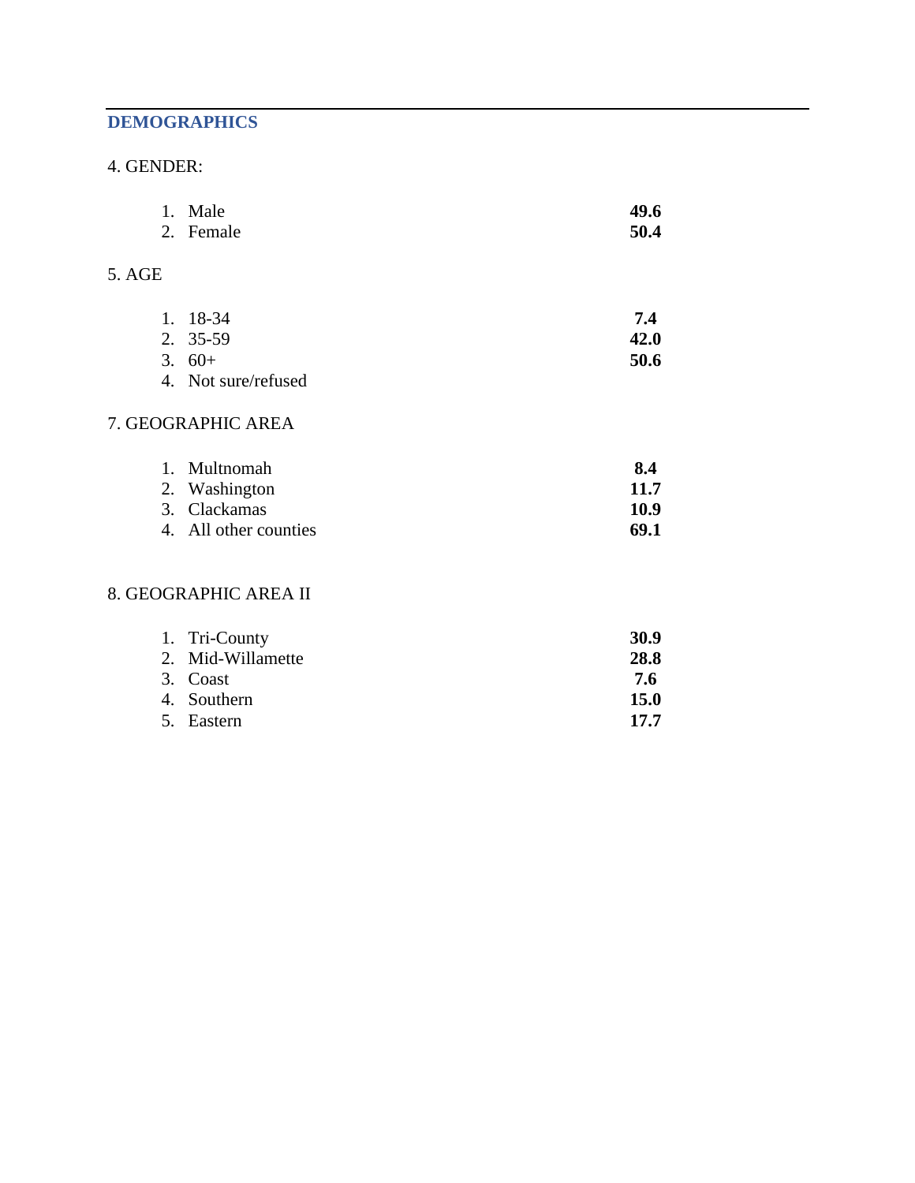## DEMOGRAPHICS

4. GENDER:

| | | |
|---|---|---|
| 1. | Male | **49.6** |
| 2. | Female | **50.4** |

5. AGE

| | | |
|---|---|---|
| 1. | 18-34 | **7.4** |
| 2. | 35-59 | **42.0** |
| 3. | 60+ | **50.6** |
| 4. | Not sure/refused | |

7. GEOGRAPHIC AREA

| | | |
|---|---|---|
| 1. | Multnomah | **8.4** |
| 2. | Washington | **11.7** |
| 3. | Clackamas | **10.9** |
| 4. | All other counties | **69.1** |

8. GEOGRAPHIC AREA II

| | | |
|---|---|---|
| 1. | Tri-County | **30.9** |
| 2. | Mid-Willamette | **28.8** |
| 3. | Coast | **7.6** |
| 4. | Southern | **15.0** |
| 5. | Eastern | **17.7** |